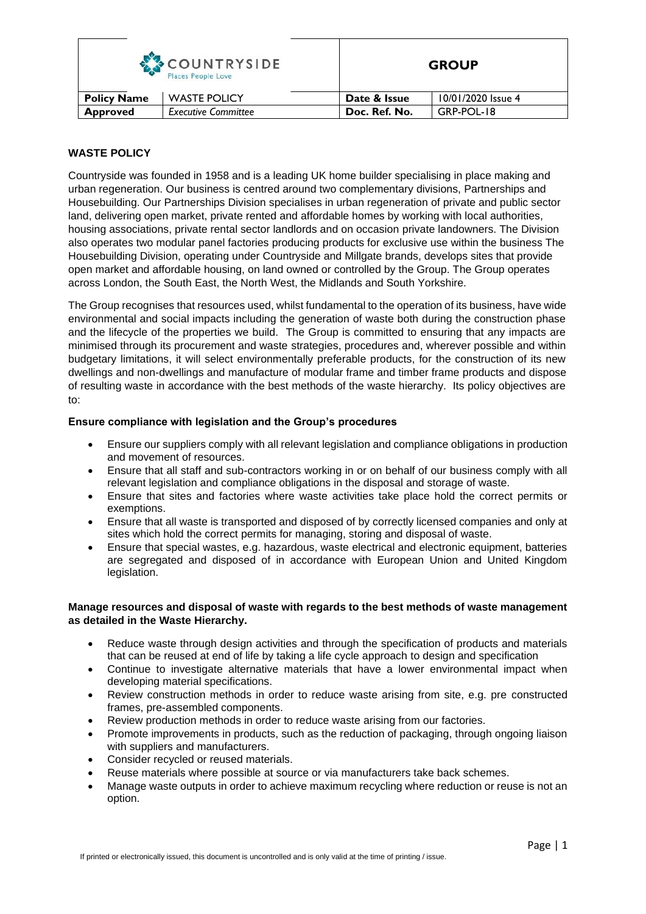| COUNTRYSIDE Places People Love | | GROUP | |
|---|---|---|---|
| **Policy Name** | WASTE POLICY | **Date & Issue** | 10/01/2020 Issue 4 |
| **Approved** | *Executive Committee* | **Doc. Ref. No.** | GRP-POL-18 |

## WASTE POLICY

Countryside was founded in 1958 and is a leading UK home builder specialising in place making and urban regeneration. Our business is centred around two complementary divisions, Partnerships and Housebuilding. Our Partnerships Division specialises in urban regeneration of private and public sector land, delivering open market, private rented and affordable homes by working with local authorities, housing associations, private rental sector landlords and on occasion private landowners. The Division also operates two modular panel factories producing products for exclusive use within the business The Housebuilding Division, operating under Countryside and Millgate brands, develops sites that provide open market and affordable housing, on land owned or controlled by the Group. The Group operates across London, the South East, the North West, the Midlands and South Yorkshire.

The Group recognises that resources used, whilst fundamental to the operation of its business, have wide environmental and social impacts including the generation of waste both during the construction phase and the lifecycle of the properties we build. The Group is committed to ensuring that any impacts are minimised through its procurement and waste strategies, procedures and, wherever possible and within budgetary limitations, it will select environmentally preferable products, for the construction of its new dwellings and non-dwellings and manufacture of modular frame and timber frame products and dispose of resulting waste in accordance with the best methods of the waste hierarchy. Its policy objectives are to:

### Ensure compliance with legislation and the Group's procedures

- Ensure our suppliers comply with all relevant legislation and compliance obligations in production and movement of resources.
- Ensure that all staff and sub-contractors working in or on behalf of our business comply with all relevant legislation and compliance obligations in the disposal and storage of waste.
- Ensure that sites and factories where waste activities take place hold the correct permits or exemptions.
- Ensure that all waste is transported and disposed of by correctly licensed companies and only at sites which hold the correct permits for managing, storing and disposal of waste.
- Ensure that special wastes, e.g. hazardous, waste electrical and electronic equipment, batteries are segregated and disposed of in accordance with European Union and United Kingdom legislation.

### Manage resources and disposal of waste with regards to the best methods of waste management as detailed in the Waste Hierarchy.

- Reduce waste through design activities and through the specification of products and materials that can be reused at end of life by taking a life cycle approach to design and specification
- Continue to investigate alternative materials that have a lower environmental impact when developing material specifications.
- Review construction methods in order to reduce waste arising from site, e.g. pre constructed frames, pre-assembled components.
- Review production methods in order to reduce waste arising from our factories.
- Promote improvements in products, such as the reduction of packaging, through ongoing liaison with suppliers and manufacturers.
- Consider recycled or reused materials.
- Reuse materials where possible at source or via manufacturers take back schemes.
- Manage waste outputs in order to achieve maximum recycling where reduction or reuse is not an option.

If printed or electronically issued, this document is uncontrolled and is only valid at the time of printing / issue.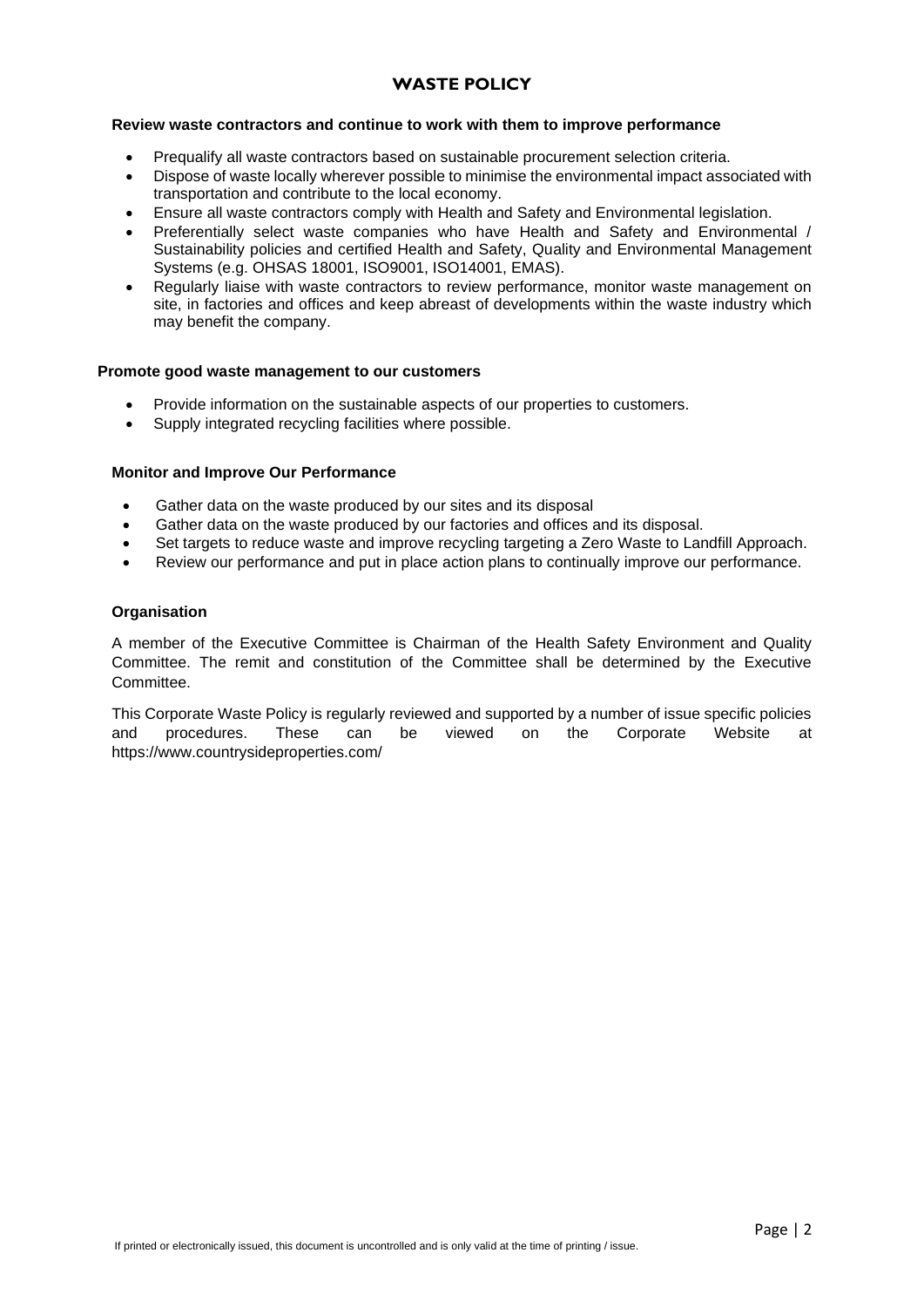# WASTE POLICY

**Review waste contractors and continue to work with them to improve performance**

- Prequalify all waste contractors based on sustainable procurement selection criteria.
- Dispose of waste locally wherever possible to minimise the environmental impact associated with transportation and contribute to the local economy.
- Ensure all waste contractors comply with Health and Safety and Environmental legislation.
- Preferentially select waste companies who have Health and Safety and Environmental / Sustainability policies and certified Health and Safety, Quality and Environmental Management Systems (e.g. OHSAS 18001, ISO9001, ISO14001, EMAS).
- Regularly liaise with waste contractors to review performance, monitor waste management on site, in factories and offices and keep abreast of developments within the waste industry which may benefit the company.

**Promote good waste management to our customers**

- Provide information on the sustainable aspects of our properties to customers.
- Supply integrated recycling facilities where possible.

**Monitor and Improve Our Performance**

- Gather data on the waste produced by our sites and its disposal
- Gather data on the waste produced by our factories and offices and its disposal.
- Set targets to reduce waste and improve recycling targeting a Zero Waste to Landfill Approach.
- Review our performance and put in place action plans to continually improve our performance.

**Organisation**

A member of the Executive Committee is Chairman of the Health Safety Environment and Quality Committee. The remit and constitution of the Committee shall be determined by the Executive Committee.

This Corporate Waste Policy is regularly reviewed and supported by a number of issue specific policies and procedures. These can be viewed on the Corporate Website at https://www.countrysideproperties.com/

If printed or electronically issued, this document is uncontrolled and is only valid at the time of printing / issue.